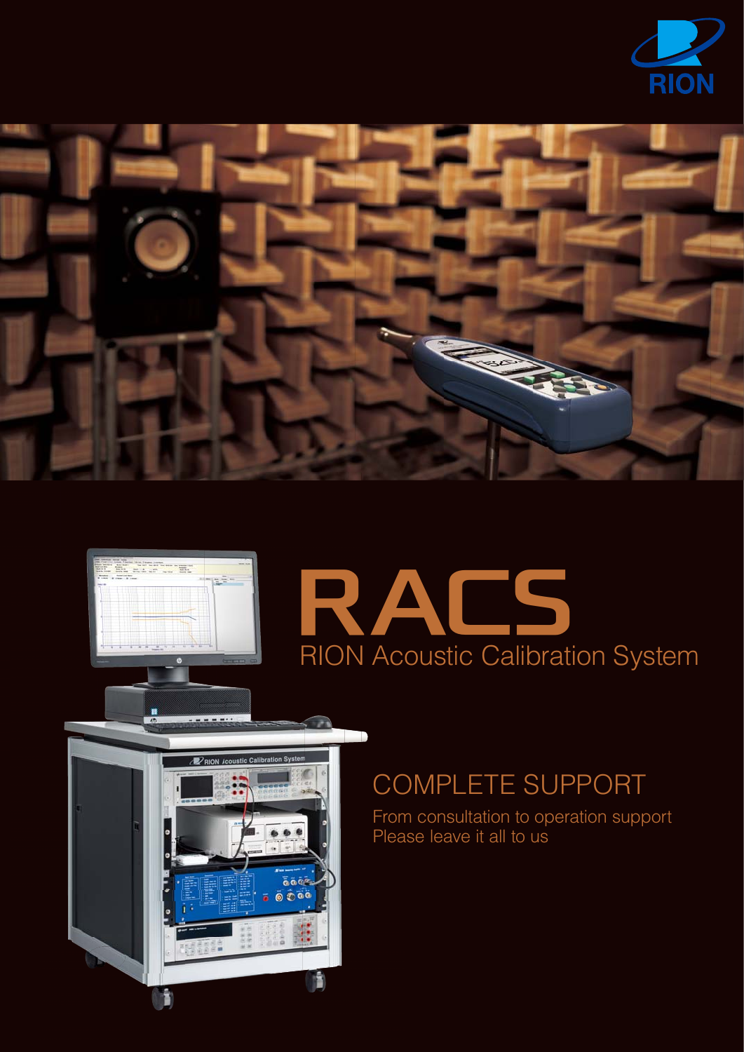RION

# RACS

## RION Acoustic Calibration System

## COMPLETE SUPPORT

From consultation to operation support
Please leave it all to us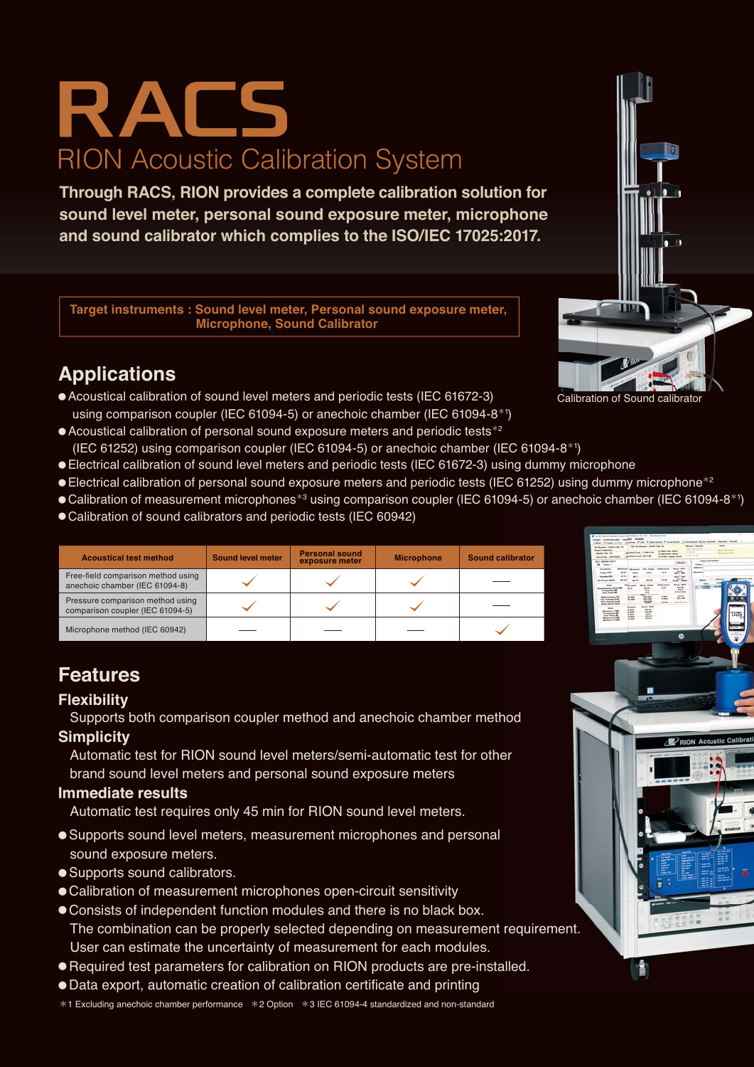# RACS

## RION Acoustic Calibration System

**Through RACS, RION provides a complete calibration solution for sound level meter, personal sound exposure meter, microphone and sound calibrator which complies to the ISO/IEC 17025:2017.**

**Target instruments : Sound level meter, Personal sound exposure meter, Microphone, Sound Calibrator**

Calibration of Sound calibrator

## Applications

- Acoustical calibration of sound level meters and periodic tests (IEC 61672-3) using comparison coupler (IEC 61094-5) or anechoic chamber (IEC 61094-8*1)
- Acoustical calibration of personal sound exposure meters and periodic tests*2 (IEC 61252) using comparison coupler (IEC 61094-5) or anechoic chamber (IEC 61094-8*1)
- Electrical calibration of sound level meters and periodic tests (IEC 61672-3) using dummy microphone
- Electrical calibration of personal sound exposure meters and periodic tests (IEC 61252) using dummy microphone*2
- Calibration of measurement microphones*3 using comparison coupler (IEC 61094-5) or anechoic chamber (IEC 61094-8*1)
- Calibration of sound calibrators and periodic tests (IEC 60942)

| Acoustical test method | Sound level meter | Personal sound exposure meter | Microphone | Sound calibrator |
|---|---|---|---|---|
| Free-field comparison method using anechoic chamber (IEC 61094-8) | ✓ | ✓ | ✓ | — |
| Pressure comparison method using comparison coupler (IEC 61094-5) | ✓ | ✓ | ✓ | — |
| Microphone method (IEC 60942) | — | — | — | ✓ |

## Features

### Flexibility

Supports both comparison coupler method and anechoic chamber method

### Simplicity

Automatic test for RION sound level meters/semi-automatic test for other brand sound level meters and personal sound exposure meters

### Immediate results

Automatic test requires only 45 min for RION sound level meters.

- Supports sound level meters, measurement microphones and personal sound exposure meters.
- Supports sound calibrators.
- Calibration of measurement microphones open-circuit sensitivity
- Consists of independent function modules and there is no black box. The combination can be properly selected depending on measurement requirement. User can estimate the uncertainty of measurement for each modules.
- Required test parameters for calibration on RION products are pre-installed.
- Data export, automatic creation of calibration certificate and printing

*1 Excluding anechoic chamber performance *2 Option *3 IEC 61094-4 standardized and non-standard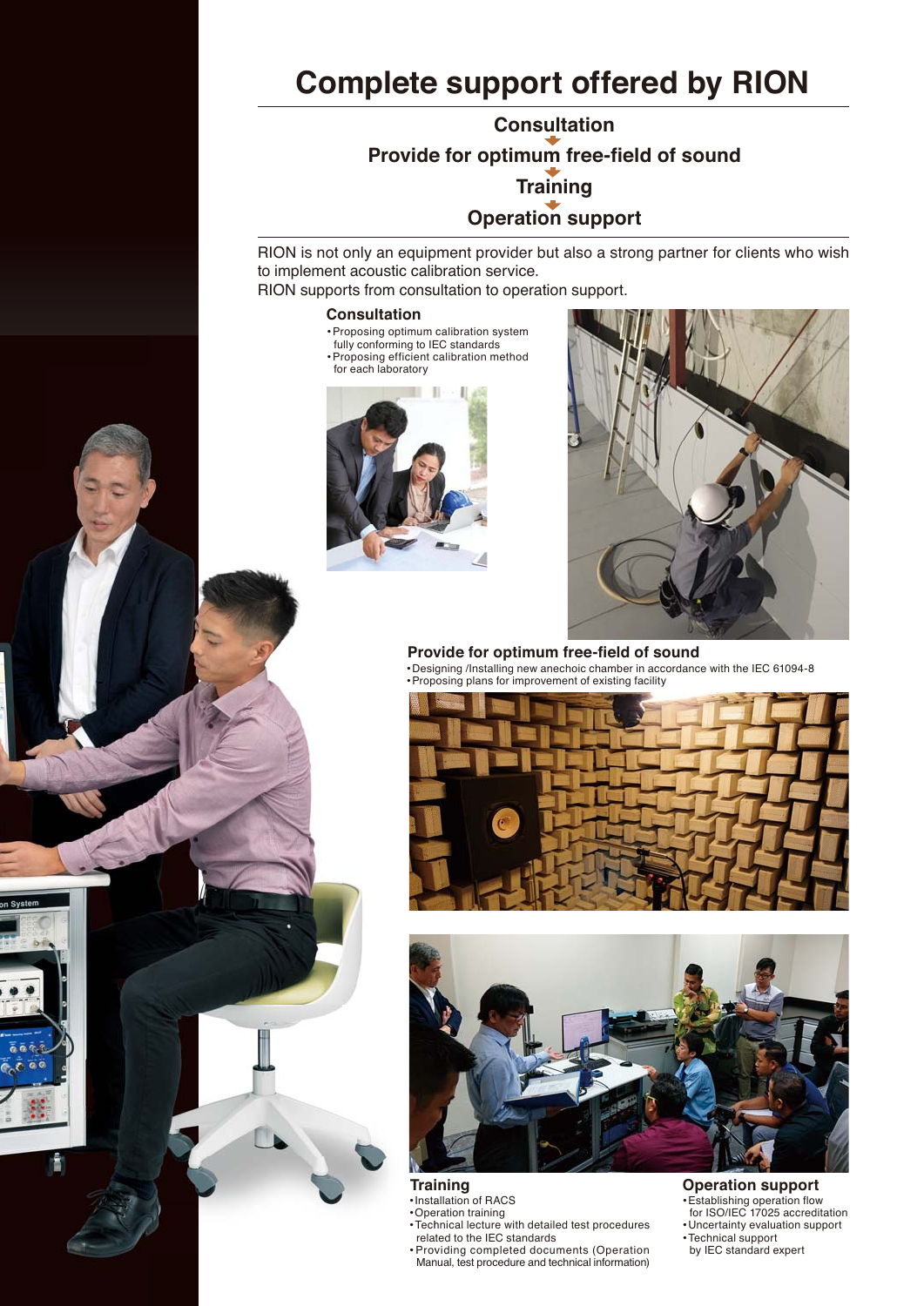# Complete support offered by RION

**Consultation**

↓

**Provide for optimum free-field of sound**

↓

**Training**

↓

**Operation support**

RION is not only an equipment provider but also a strong partner for clients who wish to implement acoustic calibration service.
RION supports from consultation to operation support.

### Consultation

- Proposing optimum calibration system fully conforming to IEC standards
- Proposing efficient calibration method for each laboratory

### Provide for optimum free-field of sound

- Designing /Installing new anechoic chamber in accordance with the IEC 61094-8
- Proposing plans for improvement of existing facility

### Training

- Installation of RACS
- Operation training
- Technical lecture with detailed test procedures related to the IEC standards
- Providing completed documents (Operation Manual, test procedure and technical information)

### Operation support

- Establishing operation flow for ISO/IEC 17025 accreditation
- Uncertainty evaluation support
- Technical support by IEC standard expert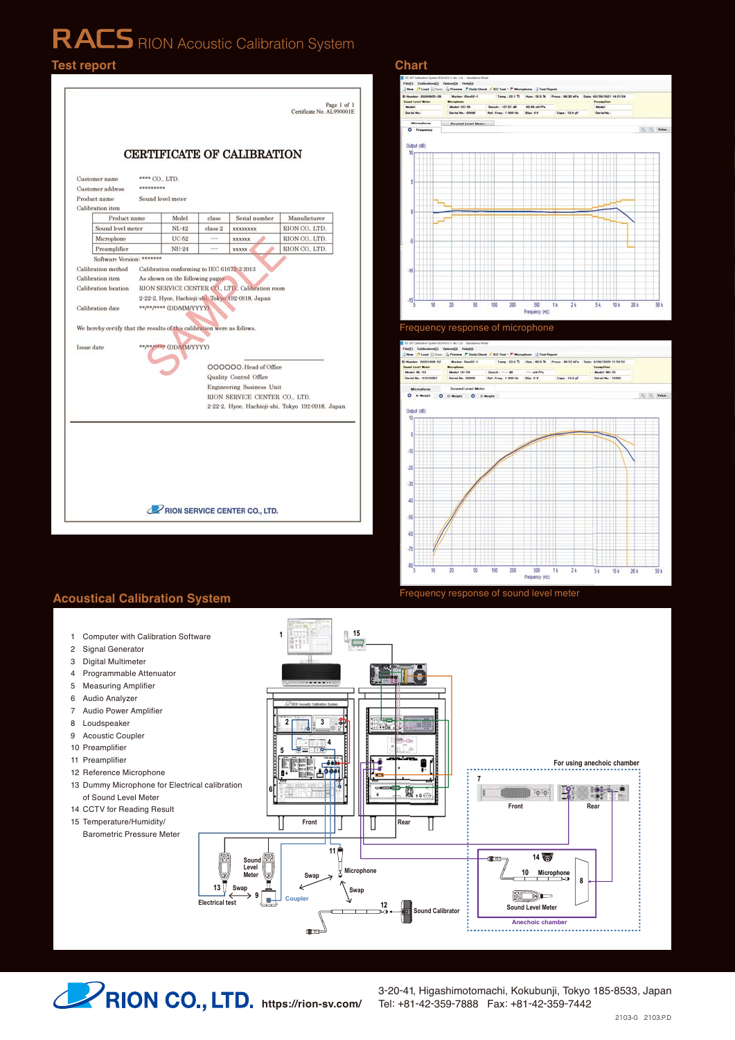# RACS RION Acoustic Calibration System

## Test report

Page 1 of 1
Certificate No. AL990001E

### CERTIFICATE OF CALIBRATION

Customer name **** CO., LTD.
Customer address *********
Product name Sound level meter
Calibration item

| Product name | Model | class | Serial number | Manufacturer |
|---|---|---|---|---|
| Sound level meter | NL-42 | class 2 | xxxxxxxx | RION CO., LTD. |
| Microphone | UC-52 | ···· | xxxxxx | RION CO., LTD. |
| Preamplifier | NH-24 | ···· | xxxxx | RION CO., LTD. |

Software Version: *******

Calibration method Calibration conforming to IEC 61672-3:2013
Calibration item As shown on the following pages
Calibration location RION SERVICE CENTER CO., LTD., Calibration room
2-22-2, Hyoe, Hachioji-shi, Tokyo 192-0918, Japan
Calibration date **/**/**** (DD/MM/YYYY)

We hereby certify that the results of this calibration were as follows.

Issue date **/**/**** (DD/MM/YYYY)

OOOOOO, Head of Office
Quality Control Office
Engineering Business Unit
RION SERVICE CENTER CO., LTD.
2-22-2, Hyoe, Hachioji-shi, Tokyo 192-0918, Japan

SAMPLE

RION SERVICE CENTER CO., LTD.

## Chart

Output (dB)
10, 5, 0, -5, -10, -15
5, 10, 20, 50, 100, 200, 500, 1 k, 2 k, 5 k, 10 k, 20 k, 50 k
Frequency (Hz)

Frequency response of microphone

Output (dB)
10, 0, -10, -20, -30, -40, -50, -60, -70, -80
5, 10, 20, 50, 100, 200, 500, 1 k, 2 k, 5 k, 10 k, 20 k, 50 k
Frequency (Hz)

Frequency response of sound level meter

## Acoustical Calibration System

1. Computer with Calibration Software
2. Signal Generator
3. Digital Multimeter
4. Programmable Attenuator
5. Measuring Amplifier
6. Audio Analyzer
7. Audio Power Amplifier
8. Loudspeaker
9. Acoustic Coupler
10. Preamplifier
11. Preamplifier
12. Reference Microphone
13. Dummy Microphone for Electrical calibration of Sound Level Meter
14. CCTV for Reading Result
15. Temperature/Humidity/ Barometric Pressure Meter

Front
Rear
For using anechoic chamber
Front
Rear
Sound Level Meter
Swap
Electrical test
Coupler
Swap
Microphone
Swap
Microphone
Sound Level Meter
Sound Calibrator
Anechoic chamber

RION CO., LTD. https://rion-sv.com/
3-20-41, Higashimotomachi, Kokubunji, Tokyo 185-8533, Japan
Tel: +81-42-359-7888 Fax: +81-42-359-7442

2103-0 2103.P.D